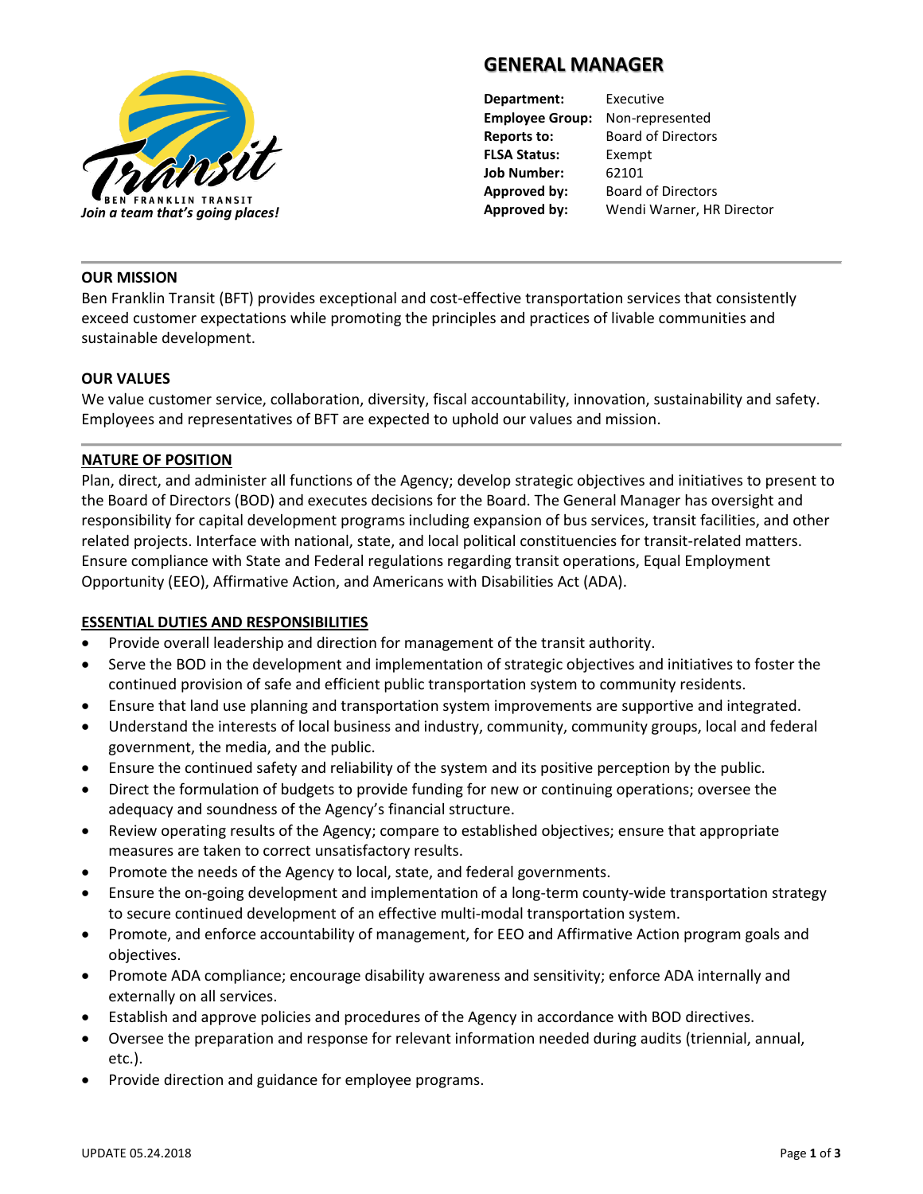Transit

BEN FRANKLIN TRANSIT

*Join a team that's going places!*

# GENERAL MANAGER

| | |
|---|---|
| **Department:** | Executive |
| **Employee Group:** | Non-represented |
| **Reports to:** | Board of Directors |
| **FLSA Status:** | Exempt |
| **Job Number:** | 62101 |
| **Approved by:** | Board of Directors |
| **Approved by:** | Wendi Warner, HR Director |

## OUR MISSION

Ben Franklin Transit (BFT) provides exceptional and cost-effective transportation services that consistently exceed customer expectations while promoting the principles and practices of livable communities and sustainable development.

## OUR VALUES

We value customer service, collaboration, diversity, fiscal accountability, innovation, sustainability and safety. Employees and representatives of BFT are expected to uphold our values and mission.

## NATURE OF POSITION

Plan, direct, and administer all functions of the Agency; develop strategic objectives and initiatives to present to the Board of Directors (BOD) and executes decisions for the Board. The General Manager has oversight and responsibility for capital development programs including expansion of bus services, transit facilities, and other related projects. Interface with national, state, and local political constituencies for transit-related matters. Ensure compliance with State and Federal regulations regarding transit operations, Equal Employment Opportunity (EEO), Affirmative Action, and Americans with Disabilities Act (ADA).

## ESSENTIAL DUTIES AND RESPONSIBILITIES

- Provide overall leadership and direction for management of the transit authority.
- Serve the BOD in the development and implementation of strategic objectives and initiatives to foster the continued provision of safe and efficient public transportation system to community residents.
- Ensure that land use planning and transportation system improvements are supportive and integrated.
- Understand the interests of local business and industry, community, community groups, local and federal government, the media, and the public.
- Ensure the continued safety and reliability of the system and its positive perception by the public.
- Direct the formulation of budgets to provide funding for new or continuing operations; oversee the adequacy and soundness of the Agency's financial structure.
- Review operating results of the Agency; compare to established objectives; ensure that appropriate measures are taken to correct unsatisfactory results.
- Promote the needs of the Agency to local, state, and federal governments.
- Ensure the on-going development and implementation of a long-term county-wide transportation strategy to secure continued development of an effective multi-modal transportation system.
- Promote, and enforce accountability of management, for EEO and Affirmative Action program goals and objectives.
- Promote ADA compliance; encourage disability awareness and sensitivity; enforce ADA internally and externally on all services.
- Establish and approve policies and procedures of the Agency in accordance with BOD directives.
- Oversee the preparation and response for relevant information needed during audits (triennial, annual, etc.).
- Provide direction and guidance for employee programs.

UPDATE 05.24.2018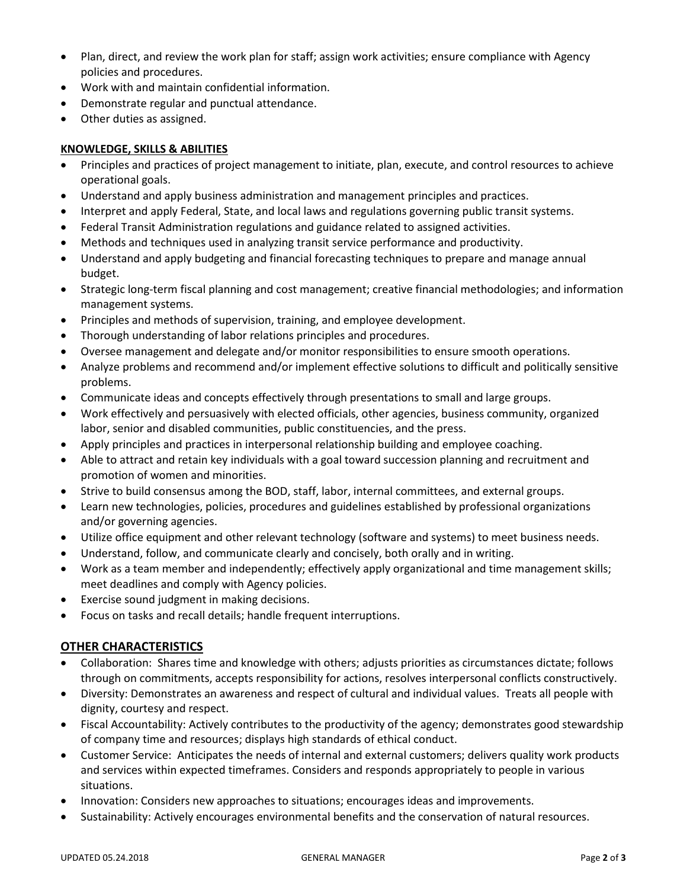- Plan, direct, and review the work plan for staff; assign work activities; ensure compliance with Agency policies and procedures.
- Work with and maintain confidential information.
- Demonstrate regular and punctual attendance.
- Other duties as assigned.

## KNOWLEDGE, SKILLS & ABILITIES

- Principles and practices of project management to initiate, plan, execute, and control resources to achieve operational goals.
- Understand and apply business administration and management principles and practices.
- Interpret and apply Federal, State, and local laws and regulations governing public transit systems.
- Federal Transit Administration regulations and guidance related to assigned activities.
- Methods and techniques used in analyzing transit service performance and productivity.
- Understand and apply budgeting and financial forecasting techniques to prepare and manage annual budget.
- Strategic long-term fiscal planning and cost management; creative financial methodologies; and information management systems.
- Principles and methods of supervision, training, and employee development.
- Thorough understanding of labor relations principles and procedures.
- Oversee management and delegate and/or monitor responsibilities to ensure smooth operations.
- Analyze problems and recommend and/or implement effective solutions to difficult and politically sensitive problems.
- Communicate ideas and concepts effectively through presentations to small and large groups.
- Work effectively and persuasively with elected officials, other agencies, business community, organized labor, senior and disabled communities, public constituencies, and the press.
- Apply principles and practices in interpersonal relationship building and employee coaching.
- Able to attract and retain key individuals with a goal toward succession planning and recruitment and promotion of women and minorities.
- Strive to build consensus among the BOD, staff, labor, internal committees, and external groups.
- Learn new technologies, policies, procedures and guidelines established by professional organizations and/or governing agencies.
- Utilize office equipment and other relevant technology (software and systems) to meet business needs.
- Understand, follow, and communicate clearly and concisely, both orally and in writing.
- Work as a team member and independently; effectively apply organizational and time management skills; meet deadlines and comply with Agency policies.
- Exercise sound judgment in making decisions.
- Focus on tasks and recall details; handle frequent interruptions.

## OTHER CHARACTERISTICS

- Collaboration: Shares time and knowledge with others; adjusts priorities as circumstances dictate; follows through on commitments, accepts responsibility for actions, resolves interpersonal conflicts constructively.
- Diversity: Demonstrates an awareness and respect of cultural and individual values. Treats all people with dignity, courtesy and respect.
- Fiscal Accountability: Actively contributes to the productivity of the agency; demonstrates good stewardship of company time and resources; displays high standards of ethical conduct.
- Customer Service: Anticipates the needs of internal and external customers; delivers quality work products and services within expected timeframes. Considers and responds appropriately to people in various situations.
- Innovation: Considers new approaches to situations; encourages ideas and improvements.
- Sustainability: Actively encourages environmental benefits and the conservation of natural resources.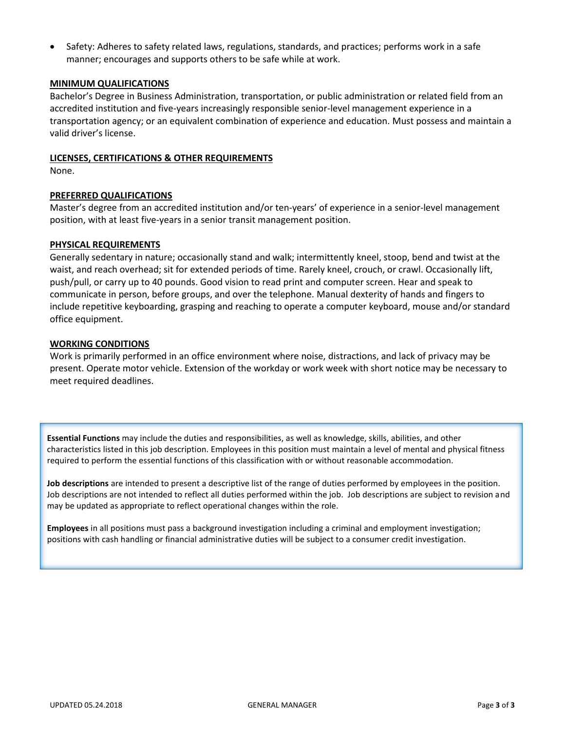- Safety: Adheres to safety related laws, regulations, standards, and practices; performs work in a safe manner; encourages and supports others to be safe while at work.

## MINIMUM QUALIFICATIONS

Bachelor's Degree in Business Administration, transportation, or public administration or related field from an accredited institution and five-years increasingly responsible senior-level management experience in a transportation agency; or an equivalent combination of experience and education. Must possess and maintain a valid driver's license.

## LICENSES, CERTIFICATIONS & OTHER REQUIREMENTS

None.

## PREFERRED QUALIFICATIONS

Master's degree from an accredited institution and/or ten-years' of experience in a senior-level management position, with at least five-years in a senior transit management position.

## PHYSICAL REQUIREMENTS

Generally sedentary in nature; occasionally stand and walk; intermittently kneel, stoop, bend and twist at the waist, and reach overhead; sit for extended periods of time. Rarely kneel, crouch, or crawl. Occasionally lift, push/pull, or carry up to 40 pounds. Good vision to read print and computer screen. Hear and speak to communicate in person, before groups, and over the telephone. Manual dexterity of hands and fingers to include repetitive keyboarding, grasping and reaching to operate a computer keyboard, mouse and/or standard office equipment.

## WORKING CONDITIONS

Work is primarily performed in an office environment where noise, distractions, and lack of privacy may be present. Operate motor vehicle. Extension of the workday or work week with short notice may be necessary to meet required deadlines.

**Essential Functions** may include the duties and responsibilities, as well as knowledge, skills, abilities, and other characteristics listed in this job description. Employees in this position must maintain a level of mental and physical fitness required to perform the essential functions of this classification with or without reasonable accommodation.

**Job descriptions** are intended to present a descriptive list of the range of duties performed by employees in the position. Job descriptions are not intended to reflect all duties performed within the job. Job descriptions are subject to revision and may be updated as appropriate to reflect operational changes within the role.

**Employees** in all positions must pass a background investigation including a criminal and employment investigation; positions with cash handling or financial administrative duties will be subject to a consumer credit investigation.